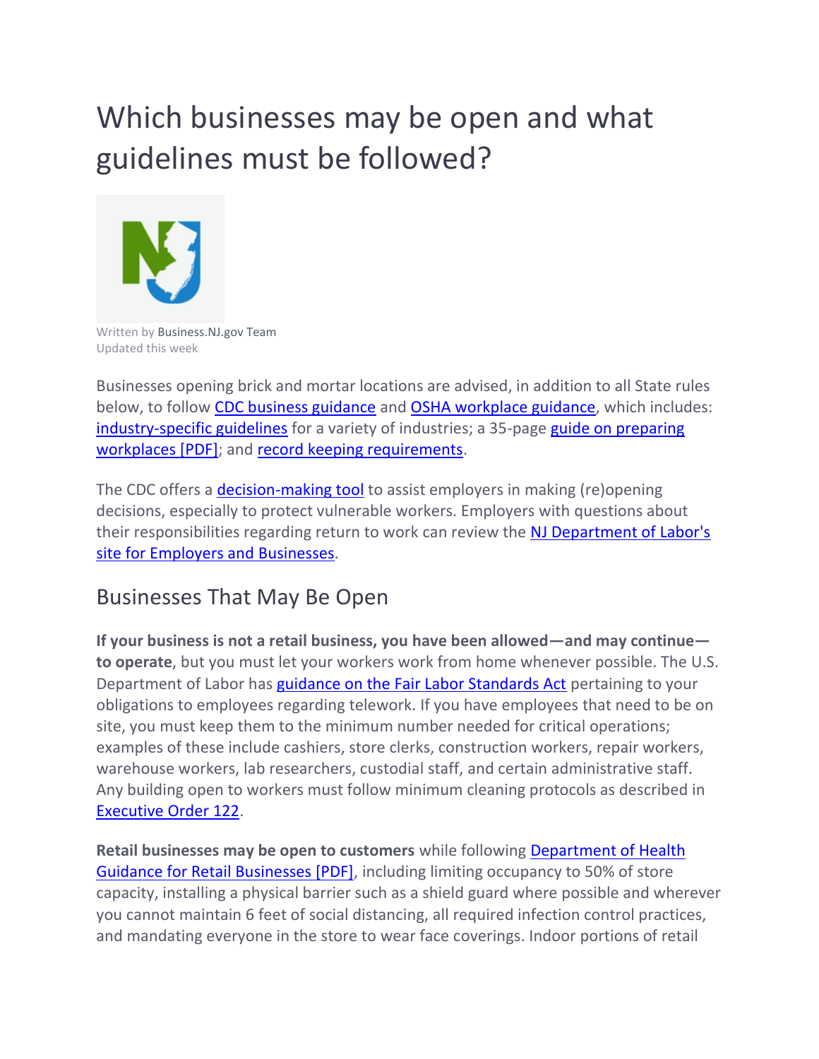# Which businesses may be open and what guidelines must be followed?

Written by Business.NJ.gov Team
Updated this week

Businesses opening brick and mortar locations are advised, in addition to all State rules below, to follow CDC business guidance and OSHA workplace guidance, which includes: industry-specific guidelines for a variety of industries; a 35-page guide on preparing workplaces [PDF]; and record keeping requirements.

The CDC offers a decision-making tool to assist employers in making (re)opening decisions, especially to protect vulnerable workers. Employers with questions about their responsibilities regarding return to work can review the NJ Department of Labor's site for Employers and Businesses.

## Businesses That May Be Open

**If your business is not a retail business, you have been allowed—and may continue—to operate**, but you must let your workers work from home whenever possible. The U.S. Department of Labor has guidance on the Fair Labor Standards Act pertaining to your obligations to employees regarding telework. If you have employees that need to be on site, you must keep them to the minimum number needed for critical operations; examples of these include cashiers, store clerks, construction workers, repair workers, warehouse workers, lab researchers, custodial staff, and certain administrative staff. Any building open to workers must follow minimum cleaning protocols as described in Executive Order 122.

**Retail businesses may be open to customers** while following Department of Health Guidance for Retail Businesses [PDF], including limiting occupancy to 50% of store capacity, installing a physical barrier such as a shield guard where possible and wherever you cannot maintain 6 feet of social distancing, all required infection control practices, and mandating everyone in the store to wear face coverings. Indoor portions of retail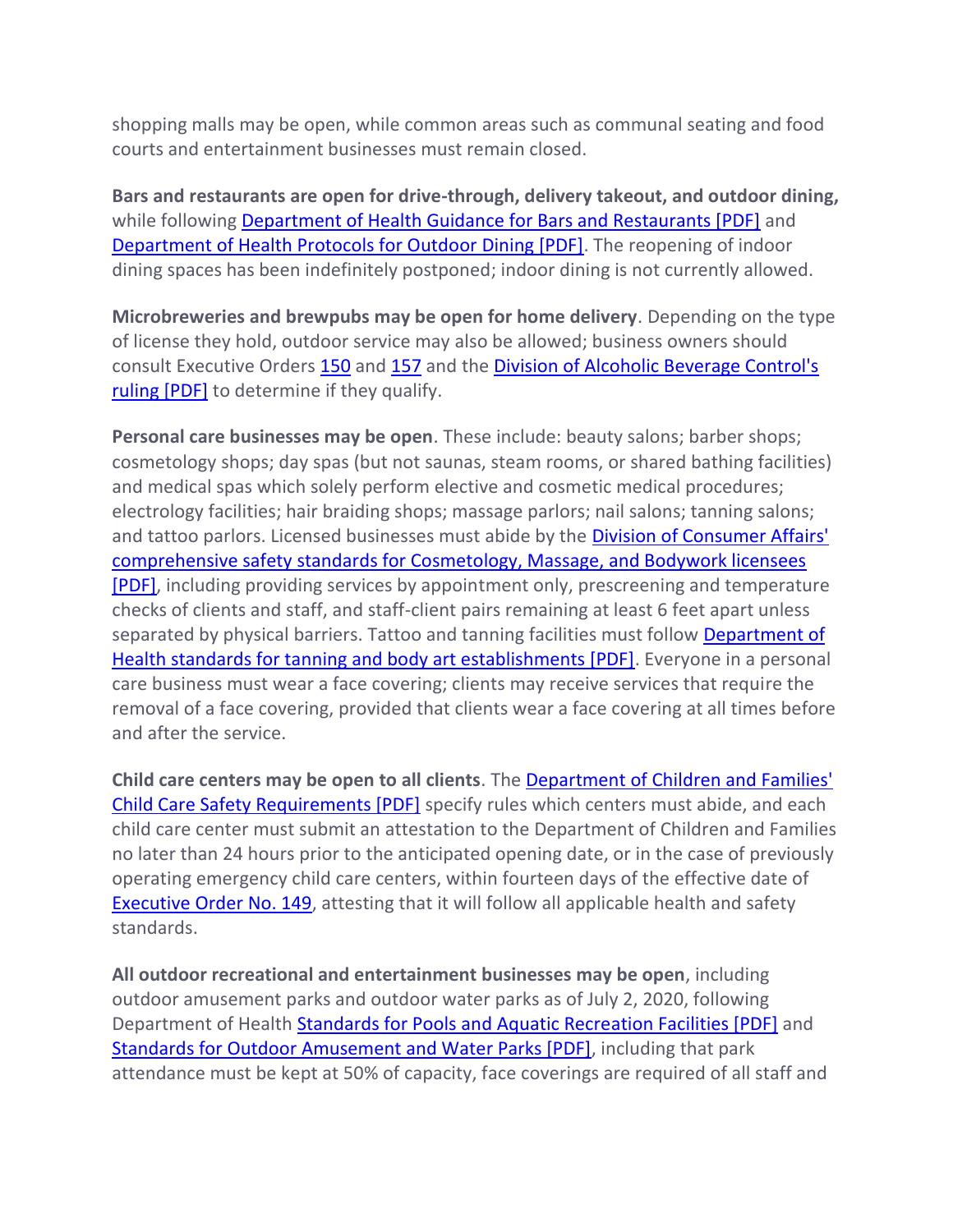shopping malls may be open, while common areas such as communal seating and food courts and entertainment businesses must remain closed.

**Bars and restaurants are open for drive-through, delivery takeout, and outdoor dining,** while following Department of Health Guidance for Bars and Restaurants [PDF] and Department of Health Protocols for Outdoor Dining [PDF]. The reopening of indoor dining spaces has been indefinitely postponed; indoor dining is not currently allowed.

**Microbreweries and brewpubs may be open for home delivery**. Depending on the type of license they hold, outdoor service may also be allowed; business owners should consult Executive Orders 150 and 157 and the Division of Alcoholic Beverage Control's ruling [PDF] to determine if they qualify.

**Personal care businesses may be open**. These include: beauty salons; barber shops; cosmetology shops; day spas (but not saunas, steam rooms, or shared bathing facilities) and medical spas which solely perform elective and cosmetic medical procedures; electrology facilities; hair braiding shops; massage parlors; nail salons; tanning salons; and tattoo parlors. Licensed businesses must abide by the Division of Consumer Affairs' comprehensive safety standards for Cosmetology, Massage, and Bodywork licensees [PDF], including providing services by appointment only, prescreening and temperature checks of clients and staff, and staff-client pairs remaining at least 6 feet apart unless separated by physical barriers. Tattoo and tanning facilities must follow Department of Health standards for tanning and body art establishments [PDF]. Everyone in a personal care business must wear a face covering; clients may receive services that require the removal of a face covering, provided that clients wear a face covering at all times before and after the service.

**Child care centers may be open to all clients**. The Department of Children and Families' Child Care Safety Requirements [PDF] specify rules which centers must abide, and each child care center must submit an attestation to the Department of Children and Families no later than 24 hours prior to the anticipated opening date, or in the case of previously operating emergency child care centers, within fourteen days of the effective date of Executive Order No. 149, attesting that it will follow all applicable health and safety standards.

**All outdoor recreational and entertainment businesses may be open**, including outdoor amusement parks and outdoor water parks as of July 2, 2020, following Department of Health Standards for Pools and Aquatic Recreation Facilities [PDF] and Standards for Outdoor Amusement and Water Parks [PDF], including that park attendance must be kept at 50% of capacity, face coverings are required of all staff and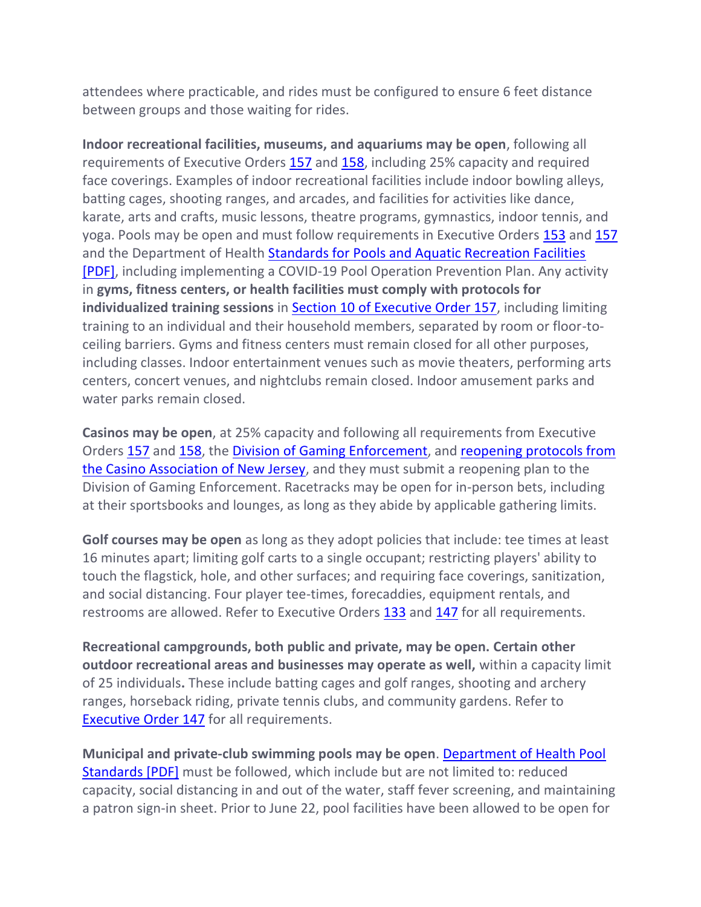attendees where practicable, and rides must be configured to ensure 6 feet distance between groups and those waiting for rides.

**Indoor recreational facilities, museums, and aquariums may be open**, following all requirements of Executive Orders 157 and 158, including 25% capacity and required face coverings. Examples of indoor recreational facilities include indoor bowling alleys, batting cages, shooting ranges, and arcades, and facilities for activities like dance, karate, arts and crafts, music lessons, theatre programs, gymnastics, indoor tennis, and yoga. Pools may be open and must follow requirements in Executive Orders 153 and 157 and the Department of Health Standards for Pools and Aquatic Recreation Facilities [PDF], including implementing a COVID-19 Pool Operation Prevention Plan. Any activity in **gyms, fitness centers, or health facilities must comply with protocols for individualized training sessions** in Section 10 of Executive Order 157, including limiting training to an individual and their household members, separated by room or floor-to-ceiling barriers. Gyms and fitness centers must remain closed for all other purposes, including classes. Indoor entertainment venues such as movie theaters, performing arts centers, concert venues, and nightclubs remain closed. Indoor amusement parks and water parks remain closed.

**Casinos may be open**, at 25% capacity and following all requirements from Executive Orders 157 and 158, the Division of Gaming Enforcement, and reopening protocols from the Casino Association of New Jersey, and they must submit a reopening plan to the Division of Gaming Enforcement. Racetracks may be open for in-person bets, including at their sportsbooks and lounges, as long as they abide by applicable gathering limits.

**Golf courses may be open** as long as they adopt policies that include: tee times at least 16 minutes apart; limiting golf carts to a single occupant; restricting players' ability to touch the flagstick, hole, and other surfaces; and requiring face coverings, sanitization, and social distancing. Four player tee-times, forecaddies, equipment rentals, and restrooms are allowed. Refer to Executive Orders 133 and 147 for all requirements.

**Recreational campgrounds, both public and private, may be open. Certain other outdoor recreational areas and businesses may operate as well,** within a capacity limit of 25 individuals**.** These include batting cages and golf ranges, shooting and archery ranges, horseback riding, private tennis clubs, and community gardens. Refer to Executive Order 147 for all requirements.

**Municipal and private-club swimming pools may be open**. Department of Health Pool Standards [PDF] must be followed, which include but are not limited to: reduced capacity, social distancing in and out of the water, staff fever screening, and maintaining a patron sign-in sheet. Prior to June 22, pool facilities have been allowed to be open for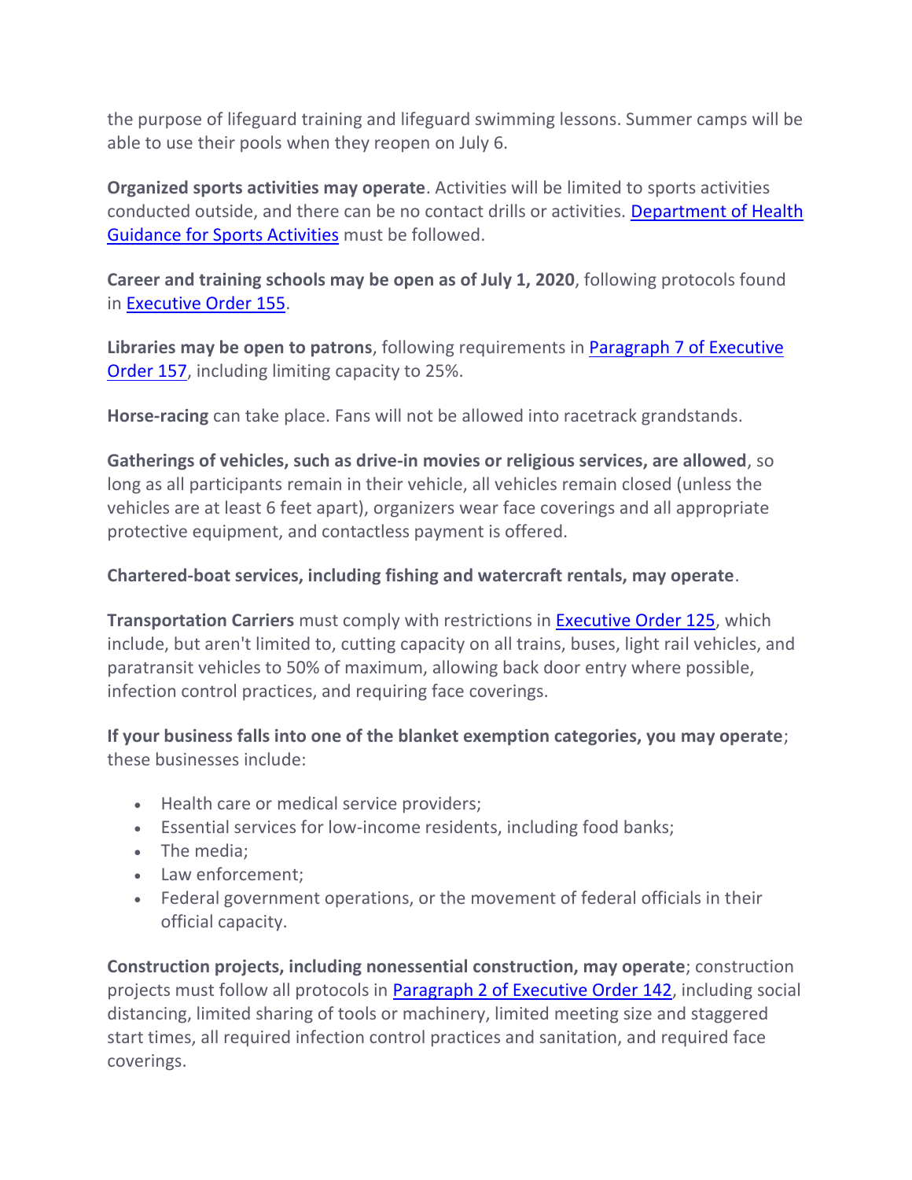the purpose of lifeguard training and lifeguard swimming lessons. Summer camps will be able to use their pools when they reopen on July 6.

**Organized sports activities may operate**. Activities will be limited to sports activities conducted outside, and there can be no contact drills or activities. [Department of Health Guidance for Sports Activities]() must be followed.

**Career and training schools may be open as of July 1, 2020**, following protocols found in [Executive Order 155]().

**Libraries may be open to patrons**, following requirements in [Paragraph 7 of Executive Order 157](), including limiting capacity to 25%.

**Horse-racing** can take place. Fans will not be allowed into racetrack grandstands.

**Gatherings of vehicles, such as drive-in movies or religious services, are allowed**, so long as all participants remain in their vehicle, all vehicles remain closed (unless the vehicles are at least 6 feet apart), organizers wear face coverings and all appropriate protective equipment, and contactless payment is offered.

**Chartered-boat services, including fishing and watercraft rentals, may operate**.

**Transportation Carriers** must comply with restrictions in [Executive Order 125](), which include, but aren't limited to, cutting capacity on all trains, buses, light rail vehicles, and paratransit vehicles to 50% of maximum, allowing back door entry where possible, infection control practices, and requiring face coverings.

**If your business falls into one of the blanket exemption categories, you may operate**; these businesses include:

- Health care or medical service providers;
- Essential services for low-income residents, including food banks;
- The media;
- Law enforcement;
- Federal government operations, or the movement of federal officials in their official capacity.

**Construction projects, including nonessential construction, may operate**; construction projects must follow all protocols in [Paragraph 2 of Executive Order 142](), including social distancing, limited sharing of tools or machinery, limited meeting size and staggered start times, all required infection control practices and sanitation, and required face coverings.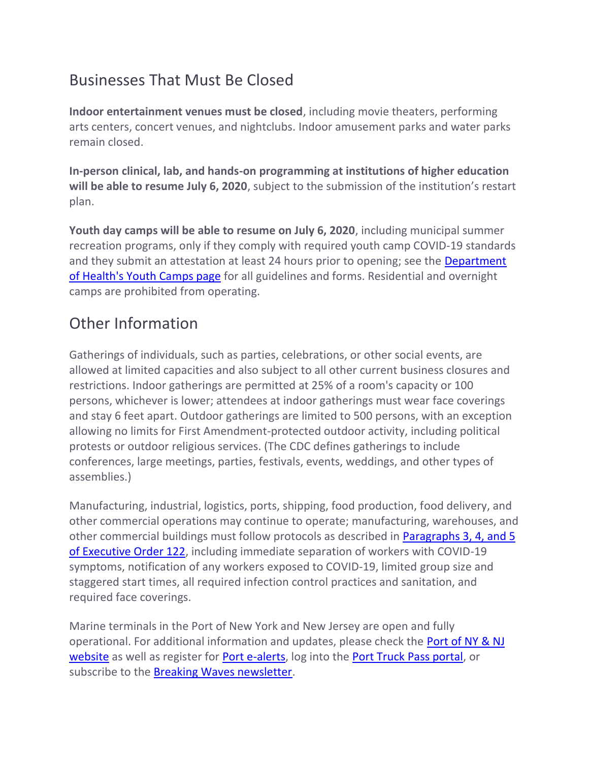## Businesses That Must Be Closed

**Indoor entertainment venues must be closed**, including movie theaters, performing arts centers, concert venues, and nightclubs. Indoor amusement parks and water parks remain closed.

**In-person clinical, lab, and hands-on programming at institutions of higher education will be able to resume July 6, 2020**, subject to the submission of the institution's restart plan.

**Youth day camps will be able to resume on July 6, 2020**, including municipal summer recreation programs, only if they comply with required youth camp COVID-19 standards and they submit an attestation at least 24 hours prior to opening; see the [Department of Health's Youth Camps page]() for all guidelines and forms. Residential and overnight camps are prohibited from operating.

## Other Information

Gatherings of individuals, such as parties, celebrations, or other social events, are allowed at limited capacities and also subject to all other current business closures and restrictions. Indoor gatherings are permitted at 25% of a room's capacity or 100 persons, whichever is lower; attendees at indoor gatherings must wear face coverings and stay 6 feet apart. Outdoor gatherings are limited to 500 persons, with an exception allowing no limits for First Amendment-protected outdoor activity, including political protests or outdoor religious services. (The CDC defines gatherings to include conferences, large meetings, parties, festivals, events, weddings, and other types of assemblies.)

Manufacturing, industrial, logistics, ports, shipping, food production, food delivery, and other commercial operations may continue to operate; manufacturing, warehouses, and other commercial buildings must follow protocols as described in [Paragraphs 3, 4, and 5 of Executive Order 122](), including immediate separation of workers with COVID-19 symptoms, notification of any workers exposed to COVID-19, limited group size and staggered start times, all required infection control practices and sanitation, and required face coverings.

Marine terminals in the Port of New York and New Jersey are open and fully operational. For additional information and updates, please check the [Port of NY & NJ website]() as well as register for [Port e-alerts](), log into the [Port Truck Pass portal](), or subscribe to the [Breaking Waves newsletter]().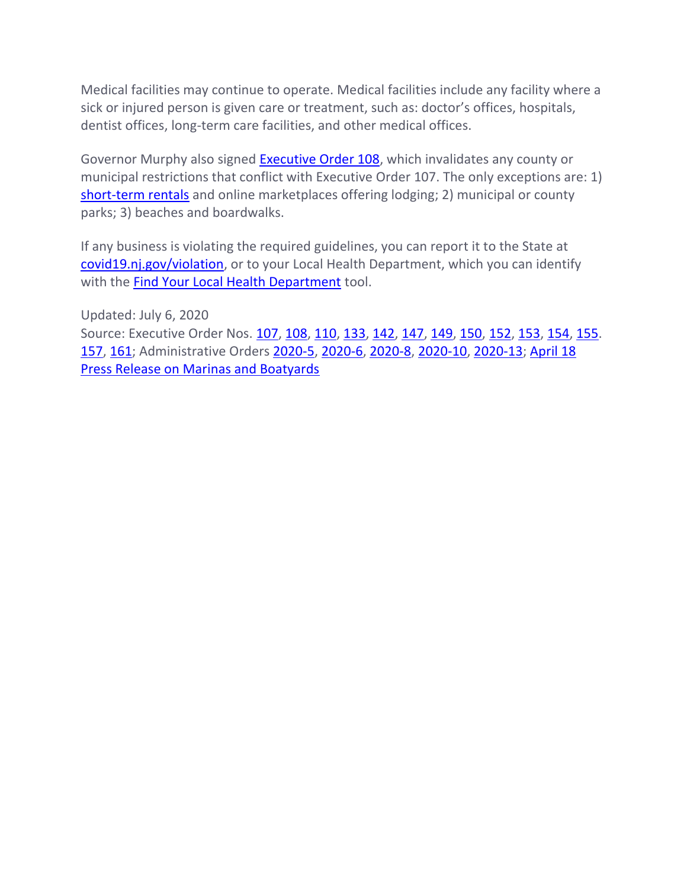Medical facilities may continue to operate. Medical facilities include any facility where a sick or injured person is given care or treatment, such as: doctor's offices, hospitals, dentist offices, long-term care facilities, and other medical offices.

Governor Murphy also signed Executive Order 108, which invalidates any county or municipal restrictions that conflict with Executive Order 107. The only exceptions are: 1) short-term rentals and online marketplaces offering lodging; 2) municipal or county parks; 3) beaches and boardwalks.

If any business is violating the required guidelines, you can report it to the State at covid19.nj.gov/violation, or to your Local Health Department, which you can identify with the Find Your Local Health Department tool.

Updated: July 6, 2020
Source: Executive Order Nos. 107, 108, 110, 133, 142, 147, 149, 150, 152, 153, 154, 155. 157, 161; Administrative Orders 2020-5, 2020-6, 2020-8, 2020-10, 2020-13; April 18 Press Release on Marinas and Boatyards